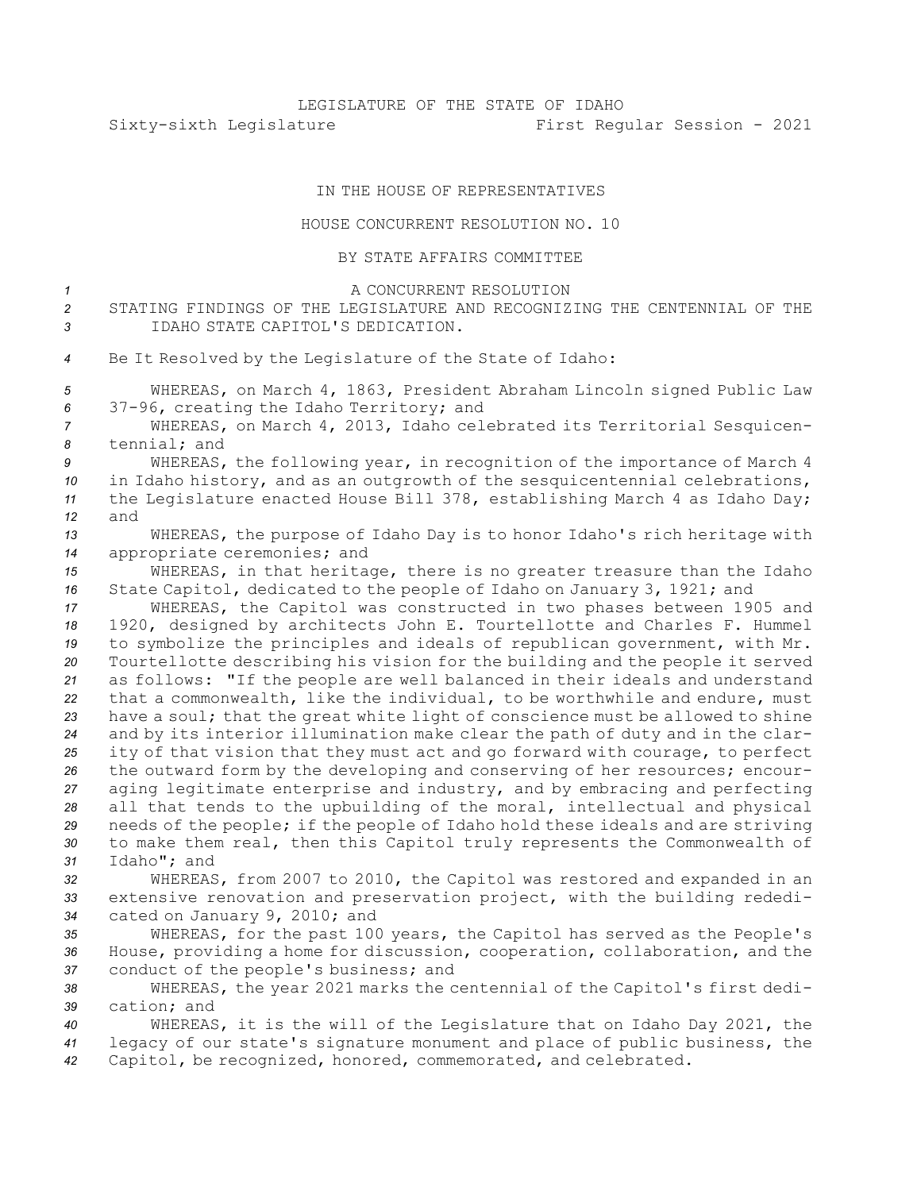LEGISLATURE OF THE STATE OF IDAHO

Sixty-sixth Legislature First Regular Session - 2021

IN THE HOUSE OF REPRESENTATIVES

HOUSE CONCURRENT RESOLUTION NO. 10

BY STATE AFFAIRS COMMITTEE

A CONCURRENT RESOLUTION

STATING FINDINGS OF THE LEGISLATURE AND RECOGNIZING THE CENTENNIAL OF THE IDAHO STATE CAPITOL'S DEDICATION.

Be It Resolved by the Legislature of the State of Idaho:

WHEREAS, on March 4, 1863, President Abraham Lincoln signed Public Law 37-96, creating the Idaho Territory; and

WHEREAS, on March 4, 2013, Idaho celebrated its Territorial Sesquicentennial; and

WHEREAS, the following year, in recognition of the importance of March 4 in Idaho history, and as an outgrowth of the sesquicentennial celebrations, the Legislature enacted House Bill 378, establishing March 4 as Idaho Day; and

WHEREAS, the purpose of Idaho Day is to honor Idaho's rich heritage with appropriate ceremonies; and

WHEREAS, in that heritage, there is no greater treasure than the Idaho State Capitol, dedicated to the people of Idaho on January 3, 1921; and

WHEREAS, the Capitol was constructed in two phases between 1905 and 1920, designed by architects John E. Tourtellotte and Charles F. Hummel to symbolize the principles and ideals of republican government, with Mr. Tourtellotte describing his vision for the building and the people it served as follows: "If the people are well balanced in their ideals and understand that a commonwealth, like the individual, to be worthwhile and endure, must have a soul; that the great white light of conscience must be allowed to shine and by its interior illumination make clear the path of duty and in the clarity of that vision that they must act and go forward with courage, to perfect the outward form by the developing and conserving of her resources; encouraging legitimate enterprise and industry, and by embracing and perfecting all that tends to the upbuilding of the moral, intellectual and physical needs of the people; if the people of Idaho hold these ideals and are striving to make them real, then this Capitol truly represents the Commonwealth of Idaho"; and

WHEREAS, from 2007 to 2010, the Capitol was restored and expanded in an extensive renovation and preservation project, with the building rededicated on January 9, 2010; and

WHEREAS, for the past 100 years, the Capitol has served as the People's House, providing a home for discussion, cooperation, collaboration, and the conduct of the people's business; and

WHEREAS, the year 2021 marks the centennial of the Capitol's first dedication; and

WHEREAS, it is the will of the Legislature that on Idaho Day 2021, the legacy of our state's signature monument and place of public business, the Capitol, be recognized, honored, commemorated, and celebrated.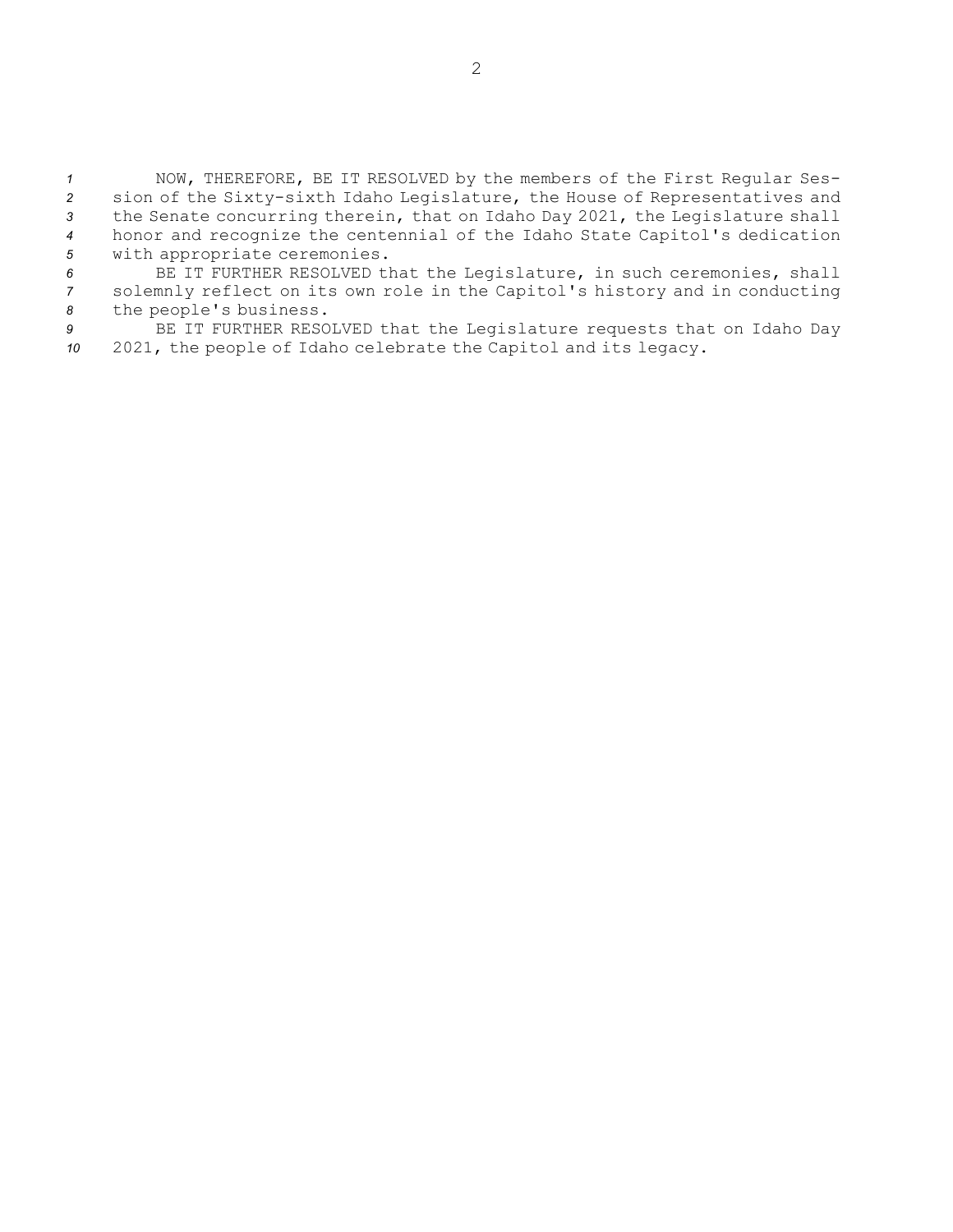NOW, THEREFORE, BE IT RESOLVED by the members of the First Regular Session of the Sixty-sixth Idaho Legislature, the House of Representatives and the Senate concurring therein, that on Idaho Day 2021, the Legislature shall honor and recognize the centennial of the Idaho State Capitol's dedication with appropriate ceremonies.

BE IT FURTHER RESOLVED that the Legislature, in such ceremonies, shall solemnly reflect on its own role in the Capitol's history and in conducting the people's business.

BE IT FURTHER RESOLVED that the Legislature requests that on Idaho Day 2021, the people of Idaho celebrate the Capitol and its legacy.